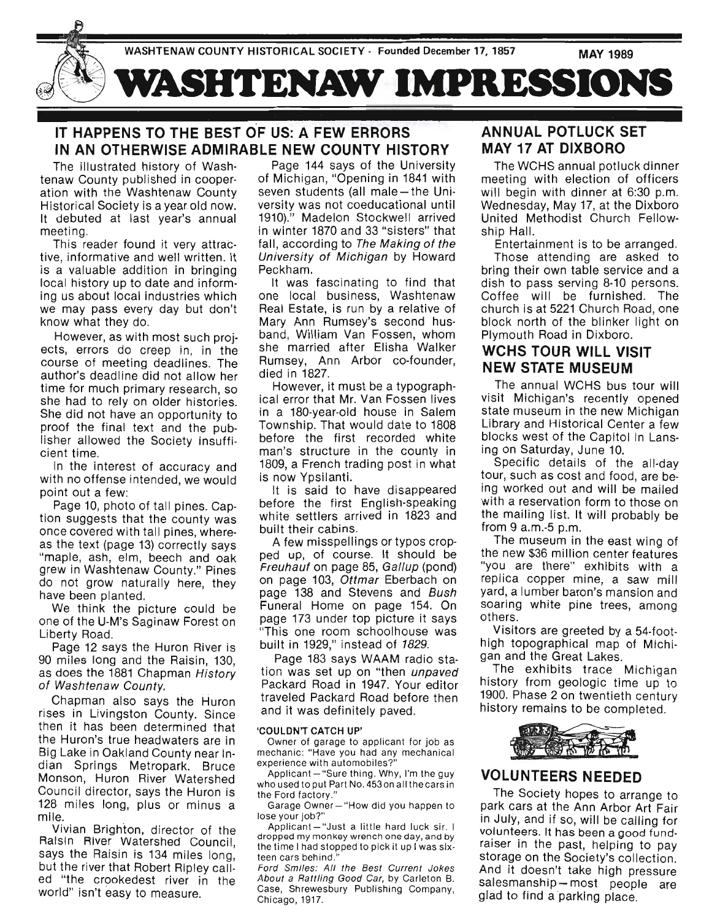WASHTENAW COUNTY HISTORICAL SOCIETY - Founded December 17, 1857 — MAY 1989

# WASHTENAW IMPRESSIONS

## IT HAPPENS TO THE BEST OF US: A FEW ERRORS IN AN OTHERWISE ADMIRABLE NEW COUNTY HISTORY

The illustrated history of Washtenaw County published in cooperation with the Washtenaw County Historical Society is a year old now. It debuted at last year's annual meeting.

This reader found it very attractive, informative and well written. It is a valuable addition in bringing local history up to date and informing us about local industries which we may pass every day but don't know what they do.

However, as with most such projects, errors do creep in, in the course of meeting deadlines. The author's deadline did not allow her time for much primary research, so she had to rely on older histories. She did not have an opportunity to proof the final text and the publisher allowed the Society insufficient time.

In the interest of accuracy and with no offense intended, we would point out a few:

Page 10, photo of tall pines. Caption suggests that the county was once covered with tall pines, whereas the text (page 13) correctly says "maple, ash, elm, beech and oak grew in Washtenaw County." Pines do not grow naturally here, they have been planted.

We think the picture could be one of the U-M's Saginaw Forest on Liberty Road.

Page 12 says the Huron River is 90 miles long and the Raisin, 130, as does the 1881 Chapman *History of Washtenaw County.*

Chapman also says the Huron rises in Livingston County. Since then it has been determined that the Huron's true headwaters are in Big Lake in Oakland County near Indian Springs Metropark. Bruce Monson, Huron River Watershed Council director, says the Huron is 128 miles long, plus or minus a mile.

Vivian Brighton, director of the Raisin River Watershed Council, says the Raisin is 134 miles long, but the river that Robert Ripley called "the crookedest river in the world" isn't easy to measure.

Page 144 says of the University of Michigan, "Opening in 1841 with seven students (all male—the University was not coeducational until 1910)." Madelon Stockwell arrived in winter 1870 and 33 "sisters" that fall, according to *The Making of the University of Michigan* by Howard Peckham.

It was fascinating to find that one local business, Washtenaw Real Estate, is run by a relative of Mary Ann Rumsey's second husband, William Van Fossen, whom she married after Elisha Walker Rumsey, Ann Arbor co-founder, died in 1827.

However, it must be a typographical error that Mr. Van Fossen lives in a 180-year-old house in Salem Township. That would date to 1808 before the first recorded white man's structure in the county in 1809, a French trading post in what is now Ypsilanti.

It is said to have disappeared before the first English-speaking white settlers arrived in 1823 and built their cabins.

A few misspellings or typos cropped up, of course. It should be *Freuhauf* on page 85, *Gallup* (pond) on page 103, *Ottmar* Eberbach on page 138 and Stevens and *Bush* Funeral Home on page 154. On page 173 under top picture it says "This one room schoolhouse was built in 1929," instead of *1829.*

Page 183 says WAAM radio station was set up on "then *unpaved* Packard Road in 1947. Your editor traveled Packard Road before then and it was definitely paved.

**'COULDN'T CATCH UP'**

Owner of garage to applicant for job as mechanic: "Have you had any mechanical experience with automobiles?"

Applicant—"Sure thing. Why, I'm the guy who used to put Part No. 453 on all the cars in the Ford factory."

Garage Owner—"How did you happen to lose your job?"

Applicant—"Just a little hard luck sir. I dropped my monkey wrench one day, and by the time I had stopped to pick it up I was sixteen cars behind."

*Ford Smiles: All the Best Current Jokes About a Rattling Good Car,* by Carleton B. Case, Shrewesbury Publishing Company, Chicago, 1917.

## ANNUAL POTLUCK SET MAY 17 AT DIXBORO

The WCHS annual potluck dinner meeting with election of officers will begin with dinner at 6:30 p.m. Wednesday, May 17, at the Dixboro United Methodist Church Fellowship Hall.

Entertainment is to be arranged.

Those attending are asked to bring their own table service and a dish to pass serving 8-10 persons. Coffee will be furnished. The church is at 5221 Church Road, one block north of the blinker light on Plymouth Road in Dixboro.

## WCHS TOUR WILL VISIT NEW STATE MUSEUM

The annual WCHS bus tour will visit Michigan's recently opened state museum in the new Michigan Library and Historical Center a few blocks west of the Capitol in Lansing on Saturday, June 10.

Specific details of the all-day tour, such as cost and food, are being worked out and will be mailed with a reservation form to those on the mailing list. It will probably be from 9 a.m.-5 p.m.

The museum in the east wing of the new $36 million center features "you are there" exhibits with a replica copper mine, a saw mill yard, a lumber baron's mansion and soaring white pine trees, among others.

Visitors are greeted by a 54-foot-high topographical map of Michigan and the Great Lakes.

The exhibits trace Michigan history from geologic time up to 1900. Phase 2 on twentieth century history remains to be completed.

## VOLUNTEERS NEEDED

The Society hopes to arrange to park cars at the Ann Arbor Art Fair in July, and if so, will be calling for volunteers. It has been a good fundraiser in the past, helping to pay storage on the Society's collection. And it doesn't take high pressure salesmanship—most people are glad to find a parking place.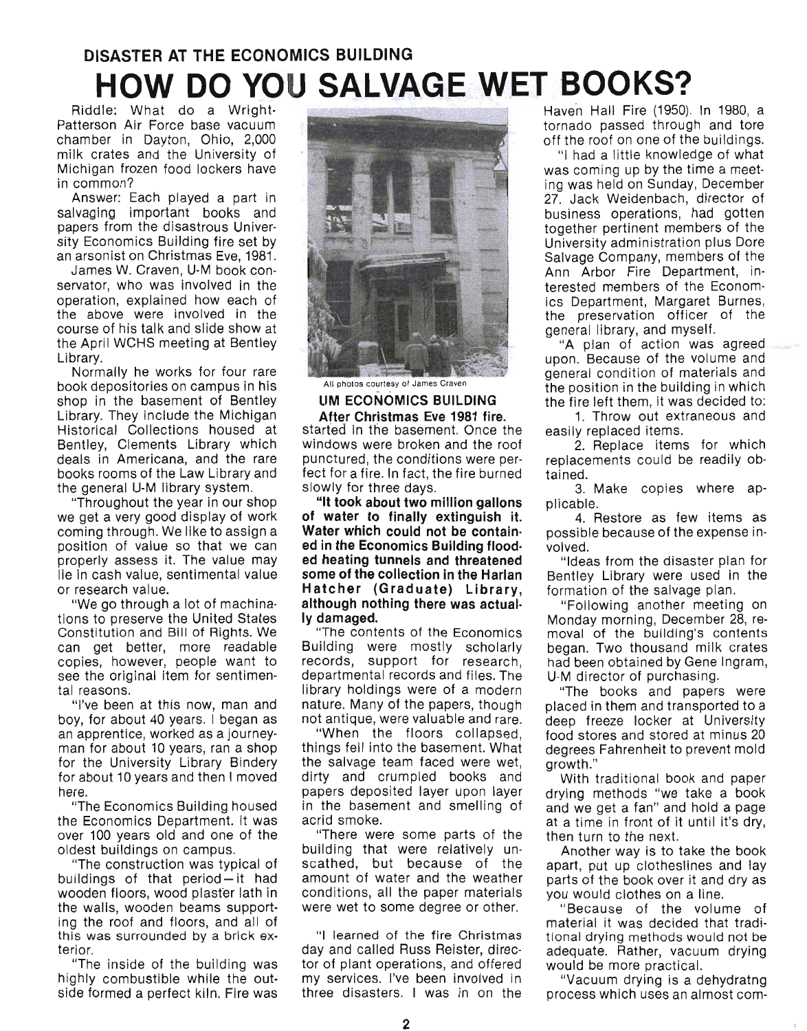### DISASTER AT THE ECONOMICS BUILDING

# HOW DO YOU SALVAGE WET BOOKS?

Riddle: What do a Wright-Patterson Air Force base vacuum chamber in Dayton, Ohio, 2,000 milk crates and the University of Michigan frozen food lockers have in common?

Answer: Each played a part in salvaging important books and papers from the disastrous University Economics Building fire set by an arsonist on Christmas Eve, 1981.

James W. Craven, U-M book conservator, who was involved in the operation, explained how each of the above were involved in the course of his talk and slide show at the April WCHS meeting at Bentley Library.

Normally he works for four rare book depositories on campus in his shop in the basement of Bentley Library. They include the Michigan Historical Collections housed at Bentley, Clements Library which deals in Americana, and the rare books rooms of the Law Library and the general U-M library system.

"Throughout the year in our shop we get a very good display of work coming through. We like to assign a position of value so that we can properly assess it. The value may lie in cash value, sentimental value or research value.

"We go through a lot of machinations to preserve the United States Constitution and Bill of Rights. We can get better, more readable copies, however, people want to see the original item for sentimental reasons.

"I've been at this now, man and boy, for about 40 years. I began as an apprentice, worked as a journeyman for about 10 years, ran a shop for the University Library Bindery for about 10 years and then I moved here.

"The Economics Building housed the Economics Department. It was over 100 years old and one of the oldest buildings on campus.

"The construction was typical of buildings of that period—it had wooden floors, wood plaster lath in the walls, wooden beams supporting the roof and floors, and all of this was surrounded by a brick exterior.

"The inside of the building was highly combustible while the outside formed a perfect kiln. Fire was started in the basement. Once the windows were broken and the roof punctured, the conditions were perfect for a fire. In fact, the fire burned slowly for three days.

All photos courtesy of James Craven

**UM ECONOMICS BUILDING**
**After Christmas Eve 1981 fire.**

**"It took about two million gallons of water to finally extinguish it. Water which could not be contained in the Economics Building flooded heating tunnels and threatened some of the collection in the Harlan Hatcher (Graduate) Library, although nothing there was actually damaged.**

"The contents of the Economics Building were mostly scholarly records, support for research, departmental records and files. The library holdings were of a modern nature. Many of the papers, though not antique, were valuable and rare.

"When the floors collapsed, things fell into the basement. What the salvage team faced were wet, dirty and crumpled books and papers deposited layer upon layer in the basement and smelling of acrid smoke.

"There were some parts of the building that were relatively unscathed, but because of the amount of water and the weather conditions, all the paper materials were wet to some degree or other.

"I learned of the fire Christmas day and called Russ Reister, director of plant operations, and offered my services. I've been involved in three disasters. I was in on the Haven Hall Fire (1950). In 1980, a tornado passed through and tore off the roof on one of the buildings.

"I had a little knowledge of what was coming up by the time a meeting was held on Sunday, December 27. Jack Weidenbach, director of business operations, had gotten together pertinent members of the University administration plus Dore Salvage Company, members of the Ann Arbor Fire Department, interested members of the Economics Department, Margaret Burnes, the preservation officer of the general library, and myself.

"A plan of action was agreed upon. Because of the volume and general condition of materials and the position in the building in which the fire left them, it was decided to:

1. Throw out extraneous and easily replaced items.
2. Replace items for which replacements could be readily obtained.
3. Make copies where applicable.
4. Restore as few items as possible because of the expense involved.

"Ideas from the disaster plan for Bentley Library were used in the formation of the salvage plan.

"Following another meeting on Monday morning, December 28, removal of the building's contents began. Two thousand milk crates had been obtained by Gene Ingram, U-M director of purchasing.

"The books and papers were placed in them and transported to a deep freeze locker at University food stores and stored at minus 20 degrees Fahrenheit to prevent mold growth."

With traditional book and paper drying methods "we take a book and we get a fan" and hold a page at a time in front of it until it's dry, then turn to the next.

Another way is to take the book apart, put up clotheslines and lay parts of the book over it and dry as you would clothes on a line.

"Because of the volume of material it was decided that traditional drying methods would not be adequate. Rather, vacuum drying would be more practical.

"Vacuum drying is a dehydratng process which uses an almost com-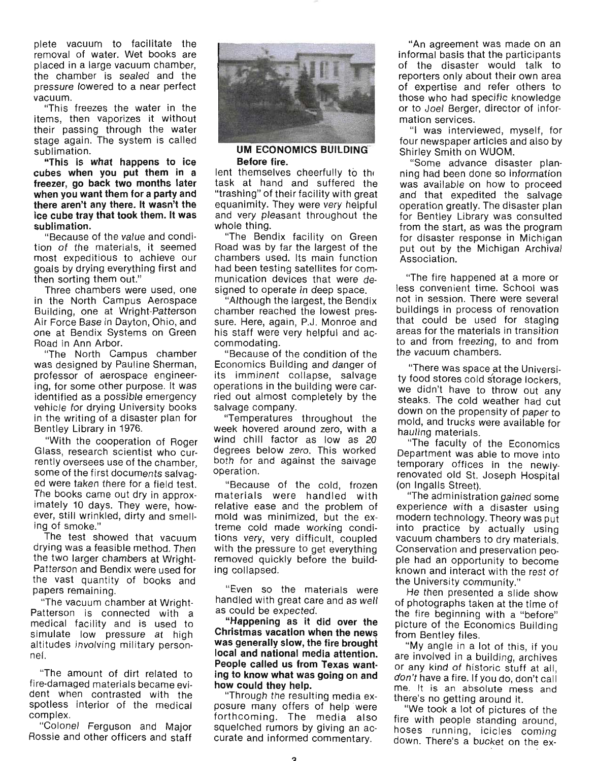plete vacuum to facilitate the removal of water. Wet books are placed in a large vacuum chamber, the chamber is sealed and the pressure lowered to a near perfect vacuum.

"This freezes the water in the items, then vaporizes it without their passing through the water stage again. The system is called sublimation.

**"This is what happens to ice cubes when you put them in a freezer, go back two months later when you want them for a party and there aren't any there. It wasn't the ice cube tray that took them. It was sublimation.**

"Because of the value and condition of the materials, it seemed most expeditious to achieve our goals by drying everything first and then sorting them out."

Three chambers were used, one in the North Campus Aerospace Building, one at Wright-Patterson Air Force Base in Dayton, Ohio, and one at Bendix Systems on Green Road in Ann Arbor.

"The North Campus chamber was designed by Pauline Sherman, professor of aerospace engineering, for some other purpose. It was identified as a possible emergency vehicle for drying University books in the writing of a disaster plan for Bentley Library in 1976.

"With the cooperation of Roger Glass, research scientist who currently oversees use of the chamber, some of the first documents salvaged were taken there for a field test. The books came out dry in approximately 10 days. They were, however, still wrinkled, dirty and smelling of smoke."

The test showed that vacuum drying was a feasible method. Then the two larger chambers at Wright-Patterson and Bendix were used for the vast quantity of books and papers remaining.

"The vacuum chamber at Wright-Patterson is connected with a medical facility and is used to simulate low pressure at high altitudes involving military personnel.

"The amount of dirt related to fire-damaged materials became evident when contrasted with the spotless interior of the medical complex.

"Colonel Ferguson and Major Rossie and other officers and staff

**UM ECONOMICS BUILDING Before fire.**

lent themselves cheerfully to the task at hand and suffered the "trashing" of their facility with great equanimity. They were very helpful and very pleasant throughout the whole thing.

"The Bendix facility on Green Road was by far the largest of the chambers used. Its main function had been testing satellites for communication devices that were designed to operate in deep space.

"Although the largest, the Bendix chamber reached the lowest pressure. Here, again, P.J. Monroe and his staff were very helpful and accommodating.

"Because of the condition of the Economics Building and danger of its imminent collapse, salvage operations in the building were carried out almost completely by the salvage company.

"Temperatures throughout the week hovered around zero, with a wind chill factor as low as 20 degrees below zero. This worked both for and against the salvage operation.

"Because of the cold, frozen materials were handled with relative ease and the problem of mold was minimized, but the extreme cold made working conditions very, very difficult, coupled with the pressure to get everything removed quickly before the building collapsed.

"Even so the materials were handled with great care and as well as could be expected.

**"Happening as it did over the Christmas vacation when the news was generally slow, the fire brought local and national media attention. People called us from Texas wanting to know what was going on and how could they help.**

"Through the resulting media exposure many offers of help were forthcoming. The media also squelched rumors by giving an accurate and informed commentary.

"An agreement was made on an informal basis that the participants of the disaster would talk to reporters only about their own area of expertise and refer others to those who had specific knowledge or to Joel Berger, director of information services.

"I was interviewed, myself, for four newspaper articles and also by Shirley Smith on WUOM.

"Some advance disaster planning had been done so information was available on how to proceed and that expedited the salvage operation greatly. The disaster plan for Bentley Library was consulted from the start, as was the program for disaster response in Michigan put out by the Michigan Archival Association.

"The fire happened at a more or less convenient time. School was not in session. There were several buildings in process of renovation that could be used for staging areas for the materials in transition to and from freezing, to and from the vacuum chambers.

"There was space at the University food stores cold storage lockers, we didn't have to throw out any steaks. The cold weather had cut down on the propensity of paper to mold, and trucks were available for hauling materials.

"The faculty of the Economics Department was able to move into temporary offices in the newly-renovated old St. Joseph Hospital (on Ingalls Street).

"The administration gained some experience with a disaster using modern technology. Theory was put into practice by actually using vacuum chambers to dry materials. Conservation and preservation people had an opportunity to become known and interact with the rest of the University community."

He then presented a slide show of photographs taken at the time of the fire beginning with a "before" picture of the Economics Building from Bentley files.

"My angle in a lot of this, if you are involved in a building, archives or any kind of historic stuff at all, *don't* have a fire. If you do, don't call me. It is an absolute mess and there's no getting around it.

"We took a lot of pictures of the fire with people standing around, hoses running, icicles coming down. There's a bucket on the ex-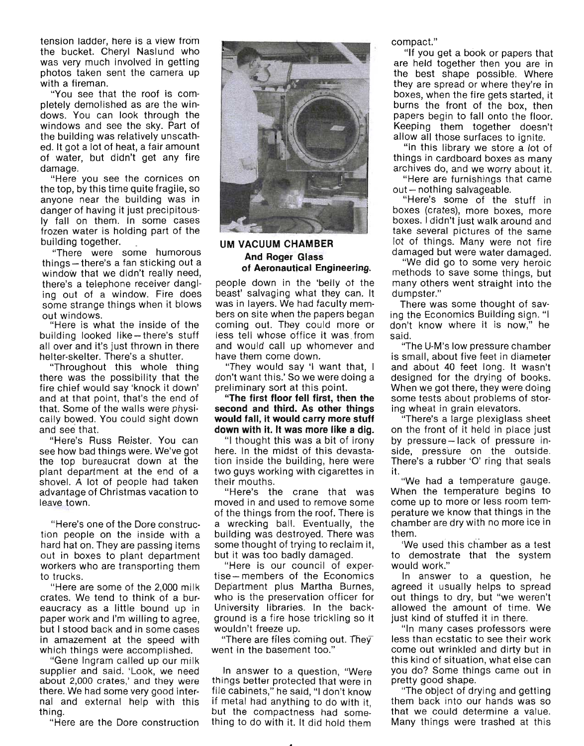tension ladder, here is a view from the bucket. Cheryl Naslund who was very much involved in getting photos taken sent the camera up with a fireman.

"You see that the roof is completely demolished as are the windows. You can look through the windows and see the sky. Part of the building was relatively unscathed. It got a lot of heat, a fair amount of water, but didn't get any fire damage.

"Here you see the cornices on the top, by this time quite fragile, so anyone near the building was in danger of having it just precipitously fall on them. In some cases frozen water is holding part of the building together.

"There were some humorous things — there's a fan sticking out a window that we didn't really need, there's a telephone receiver dangling out of a window. Fire does some strange things when it blows out windows.

"Here is what the inside of the building looked like — there's stuff all over and it's just thrown in there helter-skelter. There's a shutter.

"Throughout this whole thing there was the possibility that the fire chief would say 'knock it down' and at that point, that's the end of that. Some of the walls were physically bowed. You could sight down and see that.

"Here's Russ Reister. You can see how bad things were. We've got the top bureaucrat down at the plant department at the end of a shovel. A lot of people had taken advantage of Christmas vacation to leave town.

"Here's one of the Dore construction people on the inside with a hard hat on. They are passing items out in boxes to plant department workers who are transporting them to trucks.

"Here are some of the 2,000 milk crates. We tend to think of a bureaucracy as a little bound up in paper work and I'm willing to agree, but I stood back and in some cases in amazement at the speed with which things were accomplished.

"Gene Ingram called up our milk supplier and said. 'Look, we need about 2,000 crates,' and they were there. We had some very good internal and external help with this thing.

"Here are the Dore construction

**UM VACUUM CHAMBER**
**And Roger Glass of Aeronautical Engineering.**

people down in the 'belly of the beast' salvaging what they can. It was in layers. We had faculty members on site when the papers began coming out. They could more or less tell whose office it was from and would call up whomever and have them come down.

"They would say 'I want that, I don't want this.' So we were doing a preliminary sort at this point.

**"The first floor fell first, then the second and third. As other things would fall, it would carry more stuff down with it. It was more like a dig.**

"I thought this was a bit of irony here. In the midst of this devastation inside the building, here were two guys working with cigarettes in their mouths.

"Here's the crane that was moved in and used to remove some of the things from the roof. There is a wrecking ball. Eventually, the building was destroyed. There was some thought of trying to reclaim it, but it was too badly damaged.

"Here is our council of expertise — members of the Economics Department plus Martha Burnes, who is the preservation officer for University libraries. In the background is a fire hose trickling so it wouldn't freeze up.

"There are files coming out. They went in the basement too."

In answer to a question, "Were things better protected that were in file cabinets," he said, "I don't know if metal had anything to do with it, but the compactness had something to do with it. It did hold them compact."

"If you get a book or papers that are held together then you are in the best shape possible. Where they are spread or where they're in boxes, when the fire gets started, it burns the front of the box, then papers begin to fall onto the floor. Keeping them together doesn't allow all those surfaces to ignite.

"In this library we store a lot of things in cardboard boxes as many archives do, and we worry about it.

"Here are furnishings that came out — nothing salvageable.

"Here's some of the stuff in boxes (crates), more boxes, more boxes. I didn't just walk around and take several pictures of the same lot of things. Many were not fire damaged but were water damaged.

"We did go to some very heroic methods to save some things, but many others went straight into the dumpster."

There was some thought of saving the Economics Building sign. "I don't know where it is now," he said.

"The U-M's low pressure chamber is small, about five feet in diameter and about 40 feet long. It wasn't designed for the drying of books. When we got there, they were doing some tests about problems of storing wheat in grain elevators.

"There's a large plexiglass sheet on the front of it held in place just by pressure — lack of pressure inside, pressure on the outside. There's a rubber 'O' ring that seals it.

"We had a temperature gauge. When the temperature begins to come up to more or less room temperature we know that things in the chamber are dry with no more ice in them.

'We used this chamber as a test to demostrate that the system would work."

In answer to a question, he agreed it usually helps to spread out things to dry, but "we weren't allowed the amount of time. We just kind of stuffed it in there.

"In many cases professors were less than ecstatic to see their work come out wrinkled and dirty but in this kind of situation, what else can you do? Some things came out in pretty good shape.

"The object of drying and getting them back into our hands was so that we could determine a value. Many things were trashed at this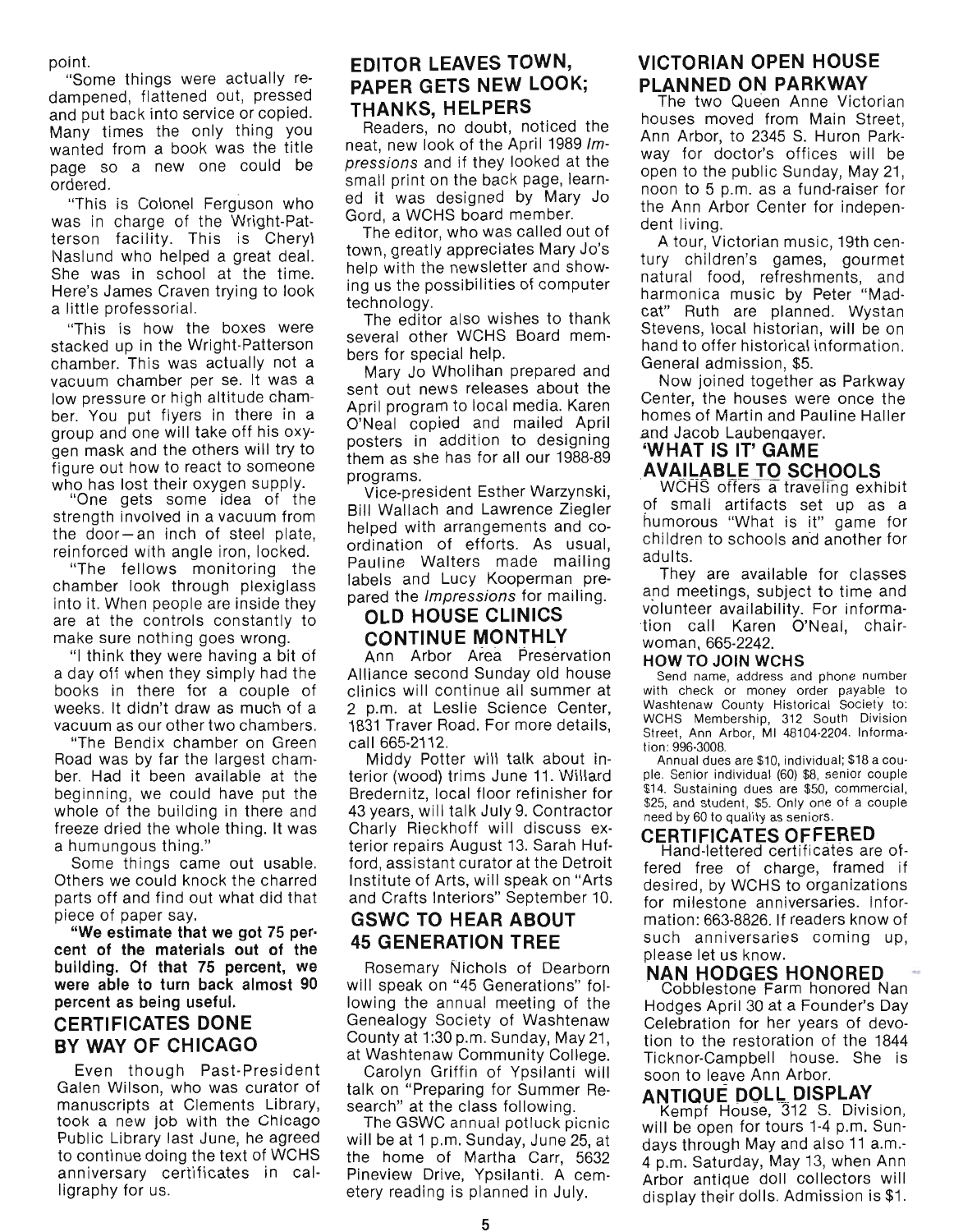point.

"Some things were actually redampened, flattened out, pressed and put back into service or copied. Many times the only thing you wanted from a book was the title page so a new one could be ordered.

"This is Colonel Ferguson who was in charge of the Wright-Patterson facility. This is Cheryl Naslund who helped a great deal. She was in school at the time. Here's James Craven trying to look a little professorial.

"This is how the boxes were stacked up in the Wright-Patterson chamber. This was actually not a vacuum chamber per se. It was a low pressure or high altitude chamber. You put flyers in there in a group and one will take off his oxygen mask and the others will try to figure out how to react to someone who has lost their oxygen supply.

"One gets some idea of the strength involved in a vacuum from the door—an inch of steel plate, reinforced with angle iron, locked.

"The fellows monitoring the chamber look through plexiglass into it. When people are inside they are at the controls constantly to make sure nothing goes wrong.

"I think they were having a bit of a day off when they simply had the books in there for a couple of weeks. It didn't draw as much of a vacuum as our other two chambers.

"The Bendix chamber on Green Road was by far the largest chamber. Had it been available at the beginning, we could have put the whole of the building in there and freeze dried the whole thing. It was a humungous thing."

Some things came out usable. Others we could knock the charred parts off and find out what did that piece of paper say.

**"We estimate that we got 75 percent of the materials out of the building. Of that 75 percent, we were able to turn back almost 90 percent as being useful.**

## CERTIFICATES DONE BY WAY OF CHICAGO

Even though Past-President Galen Wilson, who was curator of manuscripts at Clements Library, took a new job with the Chicago Public Library last June, he agreed to continue doing the text of WCHS anniversary certificates in calligraphy for us.

## EDITOR LEAVES TOWN, PAPER GETS NEW LOOK; THANKS, HELPERS

Readers, no doubt, noticed the neat, new look of the April 1989 *Impressions* and if they looked at the small print on the back page, learned it was designed by Mary Jo Gord, a WCHS board member.

The editor, who was called out of town, greatly appreciates Mary Jo's help with the newsletter and showing us the possibilities of computer technology.

The editor also wishes to thank several other WCHS Board members for special help.

Mary Jo Wholihan prepared and sent out news releases about the April program to local media. Karen O'Neal copied and mailed April posters in addition to designing them as she has for all our 1988-89 programs.

Vice-president Esther Warzynski, Bill Wallach and Lawrence Ziegler helped with arrangements and coordination of efforts. As usual, Pauline Walters made mailing labels and Lucy Kooperman prepared the *Impressions* for mailing.

## OLD HOUSE CLINICS CONTINUE MONTHLY

Ann Arbor Area Preservation Alliance second Sunday old house clinics will continue all summer at 2 p.m. at Leslie Science Center, 1831 Traver Road. For more details, call 665-2112.

Middy Potter will talk about interior (wood) trims June 11. Willard Bredernitz, local floor refinisher for 43 years, will talk July 9. Contractor Charly Rieckhoff will discuss exterior repairs August 13. Sarah Hufford, assistant curator at the Detroit Institute of Arts, will speak on "Arts and Crafts Interiors" September 10.

## GSWC TO HEAR ABOUT 45 GENERATION TREE

Rosemary Nichols of Dearborn will speak on "45 Generations" following the annual meeting of the Genealogy Society of Washtenaw County at 1:30 p.m. Sunday, May 21, at Washtenaw Community College.

Carolyn Griffin of Ypsilanti will talk on "Preparing for Summer Research" at the class following.

The GSWC annual potluck picnic will be at 1 p.m. Sunday, June 25, at the home of Martha Carr, 5632 Pineview Drive, Ypsilanti. A cemetery reading is planned in July.

## VICTORIAN OPEN HOUSE PLANNED ON PARKWAY

The two Queen Anne Victorian houses moved from Main Street, Ann Arbor, to 2345 S. Huron Parkway for doctor's offices will be open to the public Sunday, May 21, noon to 5 p.m. as a fund-raiser for the Ann Arbor Center for independent living.

A tour, Victorian music, 19th century children's games, gourmet natural food, refreshments, and harmonica music by Peter "Madcat" Ruth are planned. Wystan Stevens, local historian, will be on hand to offer historical information. General admission, $5.

Now joined together as Parkway Center, the houses were once the homes of Martin and Pauline Haller and Jacob Laubengayer.

## 'WHAT IS IT' GAME AVAILABLE TO SCHOOLS

WCHS offers a traveling exhibit of small artifacts set up as a humorous "What is it" game for children to schools and another for adults.

They are available for classes and meetings, subject to time and volunteer availability. For information call Karen O'Neal, chairwoman, 665-2242.

### HOW TO JOIN WCHS

Send name, address and phone number with check or money order payable to Washtenaw County Historical Society to: WCHS Membership, 312 South Division Street, Ann Arbor, MI 48104-2204. Information: 996-3008.

Annual dues are $10, individual; $18 a couple. Senior individual (60) $8, senior couple $14. Sustaining dues are $50, commercial, $25, and student, $5. Only one of a couple need by 60 to quality as seniors.

## CERTIFICATES OFFERED

Hand-lettered certificates are offered free of charge, framed if desired, by WCHS to organizations for milestone anniversaries. Information: 663-8826. If readers know of such anniversaries coming up, please let us know.

## NAN HODGES HONORED

Cobblestone Farm honored Nan Hodges April 30 at a Founder's Day Celebration for her years of devotion to the restoration of the 1844 Ticknor-Campbell house. She is soon to leave Ann Arbor.

## ANTIQUE DOLL DISPLAY

Kempf House, 312 S. Division, will be open for tours 1-4 p.m. Sundays through May and also 11 a.m.-4 p.m. Saturday, May 13, when Ann Arbor antique doll collectors will display their dolls. Admission is $1.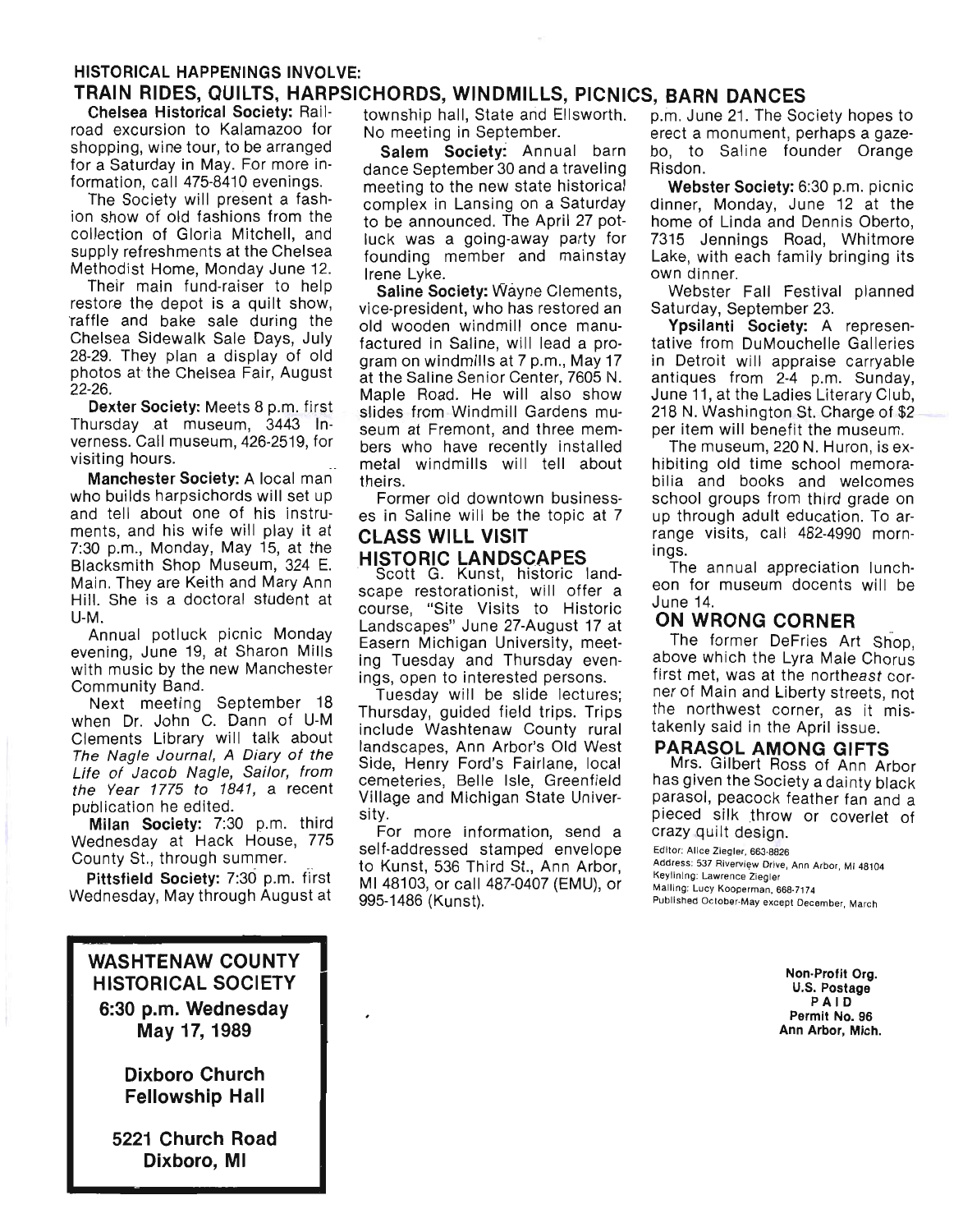## HISTORICAL HAPPENINGS INVOLVE:
# TRAIN RIDES, QUILTS, HARPSICHORDS, WINDMILLS, PICNICS, BARN DANCES

**Chelsea Historical Society:** Railroad excursion to Kalamazoo for shopping, wine tour, to be arranged for a Saturday in May. For more information, call 475-8410 evenings.

The Society will present a fashion show of old fashions from the collection of Gloria Mitchell, and supply refreshments at the Chelsea Methodist Home, Monday June 12.

Their main fund-raiser to help restore the depot is a quilt show, raffle and bake sale during the Chelsea Sidewalk Sale Days, July 28-29. They plan a display of old photos at the Chelsea Fair, August 22-26.

**Dexter Society:** Meets 8 p.m. first Thursday at museum, 3443 Inverness. Call museum, 426-2519, for visiting hours.

**Manchester Society:** A local man who builds harpsichords will set up and tell about one of his instruments, and his wife will play it at 7:30 p.m., Monday, May 15, at the Blacksmith Shop Museum, 324 E. Main. They are Keith and Mary Ann Hill. She is a doctoral student at U-M.

Annual potluck picnic Monday evening, June 19, at Sharon Mills with music by the new Manchester Community Band.

Next meeting September 18 when Dr. John C. Dann of U-M Clements Library will talk about *The Nagle Journal, A Diary of the Life of Jacob Nagle, Sailor, from the Year 1775 to 1841,* a recent publication he edited.

**Milan Society:** 7:30 p.m. third Wednesday at Hack House, 775 County St., through summer.

**Pittsfield Society:** 7:30 p.m. first Wednesday, May through August at township hall, State and Ellsworth. No meeting in September.

**Salem Society:** Annual barn dance September 30 and a traveling meeting to the new state historical complex in Lansing on a Saturday to be announced. The April 27 potluck was a going-away party for founding member and mainstay Irene Lyke.

**Saline Society:** Wayne Clements, vice-president, who has restored an old wooden windmill once manufactured in Saline, will lead a program on windmills at 7 p.m., May 17 at the Saline Senior Center, 7605 N. Maple Road. He will also show slides from Windmill Gardens museum at Fremont, and three members who have recently installed metal windmills will tell about theirs.

Former old downtown businesses in Saline will be the topic at 7 p.m. June 21. The Society hopes to erect a monument, perhaps a gazebo, to Saline founder Orange Risdon.

**Webster Society:** 6:30 p.m. picnic dinner, Monday, June 12 at the home of Linda and Dennis Oberto, 7315 Jennings Road, Whitmore Lake, with each family bringing its own dinner.

Webster Fall Festival planned Saturday, September 23.

**Ypsilanti Society:** A representative from DuMouchelle Galleries in Detroit will appraise carryable antiques from 2-4 p.m. Sunday, June 11, at the Ladies Literary Club, 218 N. Washington St. Charge of $2 per item will benefit the museum.

The museum, 220 N. Huron, is exhibiting old time school memorabilia and books and welcomes school groups from third grade on up through adult education. To arrange visits, call 482-4990 mornings.

The annual appreciation luncheon for museum docents will be June 14.

## CLASS WILL VISIT HISTORIC LANDSCAPES

Scott G. Kunst, historic landscape restorationist, will offer a course, "Site Visits to Historic Landscapes" June 27-August 17 at Easern Michigan University, meeting Tuesday and Thursday evenings, open to interested persons.

Tuesday will be slide lectures; Thursday, guided field trips. Trips include Washtenaw County rural landscapes, Ann Arbor's Old West Side, Henry Ford's Fairlane, local cemeteries, Belle Isle, Greenfield Village and Michigan State University.

For more information, send a self-addressed stamped envelope to Kunst, 536 Third St., Ann Arbor, MI 48103, or call 487-0407 (EMU), or 995-1486 (Kunst).

## ON WRONG CORNER

The former DeFries Art Shop, above which the Lyra Male Chorus first met, was at the north*east* corner of Main and Liberty streets, not the northwest corner, as it mistakenly said in the April issue.

## PARASOL AMONG GIFTS

Mrs. Gilbert Ross of Ann Arbor has given the Society a dainty black parasol, peacock feather fan and a pieced silk throw or coverlet of crazy quilt design.

Editor: Alice Ziegler, 663-8826
Address: 537 Riverview Drive, Ann Arbor, MI 48104
Keylining: Lawrence Ziegler
Mailing: Lucy Kooperman, 668-7174
Published October-May except December, March

**WASHTENAW COUNTY HISTORICAL SOCIETY**
**6:30 p.m. Wednesday May 17, 1989**

**Dixboro Church Fellowship Hall**

**5221 Church Road Dixboro, MI**

**Non-Profit Org.**
**U.S. Postage**
**PAID**
**Permit No. 96**
**Ann Arbor, Mich.**